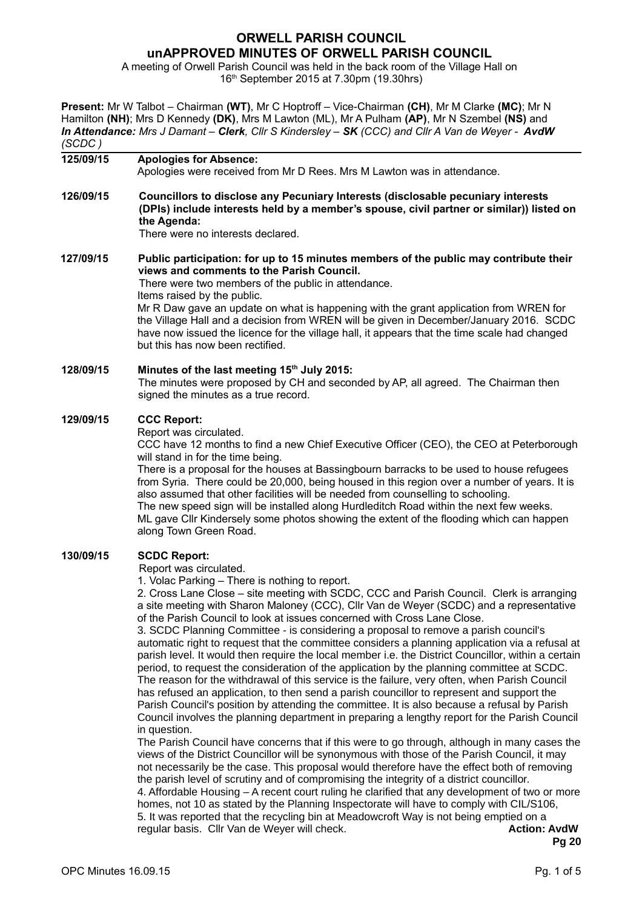# ORWELL PARISH COUNCIL

## unAPPROVED MINUTES OF ORWELL PARISH COUNCIL

A meeting of Orwell Parish Council was held in the back room of the Village Hall on 16th September 2015 at 7.30pm (19.30hrs)

**Present:** Mr W Talbot – Chairman **(WT)**, Mr C Hoptroff – Vice-Chairman **(CH)**, Mr M Clarke **(MC)**; Mr N Hamilton **(NH)**; Mrs D Kennedy **(DK)**, Mrs M Lawton (ML), Mr A Pulham **(AP)**, Mr N Szembel **(NS)** and *In Attendance: Mrs J Damant – **Clerk**, Cllr S Kindersley – **SK** (CCC) and Cllr A Van de Weyer - **AvdW** (SCDC )*

---

**125/09/15 Apologies for Absence:**

Apologies were received from Mr D Rees. Mrs M Lawton was in attendance.

**126/09/15 Councillors to disclose any Pecuniary Interests (disclosable pecuniary interests (DPIs) include interests held by a member's spouse, civil partner or similar)) listed on the Agenda:**

There were no interests declared.

**127/09/15 Public participation: for up to 15 minutes members of the public may contribute their views and comments to the Parish Council.**

There were two members of the public in attendance.

Items raised by the public.

Mr R Daw gave an update on what is happening with the grant application from WREN for the Village Hall and a decision from WREN will be given in December/January 2016. SCDC have now issued the licence for the village hall, it appears that the time scale had changed but this has now been rectified.

**128/09/15 Minutes of the last meeting 15th July 2015:**

The minutes were proposed by CH and seconded by AP, all agreed. The Chairman then signed the minutes as a true record.

**129/09/15 CCC Report:**

Report was circulated.

CCC have 12 months to find a new Chief Executive Officer (CEO), the CEO at Peterborough will stand in for the time being.

There is a proposal for the houses at Bassingbourn barracks to be used to house refugees from Syria. There could be 20,000, being housed in this region over a number of years. It is also assumed that other facilities will be needed from counselling to schooling.

The new speed sign will be installed along Hurdleditch Road within the next few weeks.

ML gave Cllr Kindersely some photos showing the extent of the flooding which can happen along Town Green Road.

**130/09/15 SCDC Report:**

Report was circulated.

1. Volac Parking – There is nothing to report.

2. Cross Lane Close – site meeting with SCDC, CCC and Parish Council. Clerk is arranging a site meeting with Sharon Maloney (CCC), Cllr Van de Weyer (SCDC) and a representative of the Parish Council to look at issues concerned with Cross Lane Close.

3. SCDC Planning Committee - is considering a proposal to remove a parish council's automatic right to request that the committee considers a planning application via a refusal at parish level. It would then require the local member i.e. the District Councillor, within a certain period, to request the consideration of the application by the planning committee at SCDC. The reason for the withdrawal of this service is the failure, very often, when Parish Council has refused an application, to then send a parish councillor to represent and support the Parish Council's position by attending the committee. It is also because a refusal by Parish Council involves the planning department in preparing a lengthy report for the Parish Council in question.

The Parish Council have concerns that if this were to go through, although in many cases the views of the District Councillor will be synonymous with those of the Parish Council, it may not necessarily be the case. This proposal would therefore have the effect both of removing the parish level of scrutiny and of compromising the integrity of a district councillor.

4. Affordable Housing – A recent court ruling he clarified that any development of two or more homes, not 10 as stated by the Planning Inspectorate will have to comply with CIL/S106,

5. It was reported that the recycling bin at Meadowcroft Way is not being emptied on a regular basis. Cllr Van de Weyer will check. **Action: AvdW**

**Pg 20**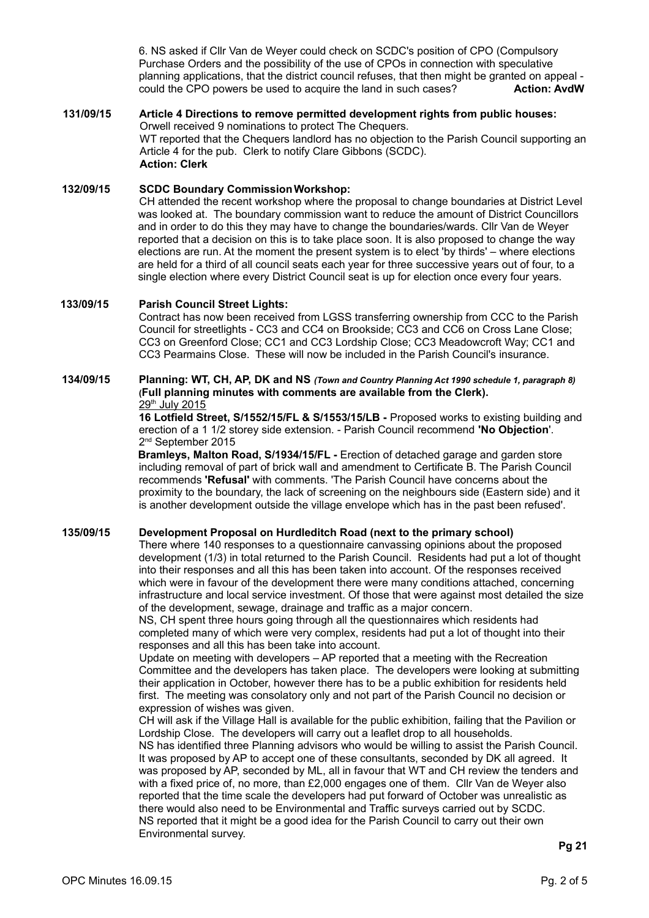6. NS asked if Cllr Van de Weyer could check on SCDC's position of CPO (Compulsory Purchase Orders and the possibility of the use of CPOs in connection with speculative planning applications, that the district council refuses, that then might be granted on appeal - could the CPO powers be used to acquire the land in such cases? **Action: AvdW**

**131/09/15 Article 4 Directions to remove permitted development rights from public houses:**

Orwell received 9 nominations to protect The Chequers.
WT reported that the Chequers landlord has no objection to the Parish Council supporting an Article 4 for the pub. Clerk to notify Clare Gibbons (SCDC).
**Action: Clerk**

**132/09/15 SCDC Boundary Commission Workshop:**

CH attended the recent workshop where the proposal to change boundaries at District Level was looked at. The boundary commission want to reduce the amount of District Councillors and in order to do this they may have to change the boundaries/wards. Cllr Van de Weyer reported that a decision on this is to take place soon. It is also proposed to change the way elections are run. At the moment the present system is to elect 'by thirds' – where elections are held for a third of all council seats each year for three successive years out of four, to a single election where every District Council seat is up for election once every four years.

**133/09/15 Parish Council Street Lights:**

Contract has now been received from LGSS transferring ownership from CCC to the Parish Council for streetlights - CC3 and CC4 on Brookside; CC3 and CC6 on Cross Lane Close; CC3 on Greenford Close; CC1 and CC3 Lordship Close; CC3 Meadowcroft Way; CC1 and CC3 Pearmains Close. These will now be included in the Parish Council's insurance.

**134/09/15 Planning: WT, CH, AP, DK and NS** ***(Town and Country Planning Act 1990 schedule 1, paragraph 8)*** **(Full planning minutes with comments are available from the Clerk).**

29th July 2015

**16 Lotfield Street, S/1552/15/FL & S/1553/15/LB -** Proposed works to existing building and erection of a 1 1/2 storey side extension. - Parish Council recommend **'No Objection'**.

2nd September 2015

**Bramleys, Malton Road, S/1934/15/FL -** Erection of detached garage and garden store including removal of part of brick wall and amendment to Certificate B. The Parish Council recommends **'Refusal'** with comments. 'The Parish Council have concerns about the proximity to the boundary, the lack of screening on the neighbours side (Eastern side) and it is another development outside the village envelope which has in the past been refused'.

**135/09/15 Development Proposal on Hurdleditch Road (next to the primary school)**

There where 140 responses to a questionnaire canvassing opinions about the proposed development (1/3) in total returned to the Parish Council. Residents had put a lot of thought into their responses and all this has been taken into account. Of the responses received which were in favour of the development there were many conditions attached, concerning infrastructure and local service investment. Of those that were against most detailed the size of the development, sewage, drainage and traffic as a major concern.

NS, CH spent three hours going through all the questionnaires which residents had completed many of which were very complex, residents had put a lot of thought into their responses and all this has been take into account.

Update on meeting with developers – AP reported that a meeting with the Recreation Committee and the developers has taken place. The developers were looking at submitting their application in October, however there has to be a public exhibition for residents held first. The meeting was consolatory only and not part of the Parish Council no decision or expression of wishes was given.

CH will ask if the Village Hall is available for the public exhibition, failing that the Pavilion or Lordship Close. The developers will carry out a leaflet drop to all households.

NS has identified three Planning advisors who would be willing to assist the Parish Council. It was proposed by AP to accept one of these consultants, seconded by DK all agreed. It was proposed by AP, seconded by ML, all in favour that WT and CH review the tenders and with a fixed price of, no more, than £2,000 engages one of them. Cllr Van de Weyer also reported that the time scale the developers had put forward of October was unrealistic as there would also need to be Environmental and Traffic surveys carried out by SCDC.

NS reported that it might be a good idea for the Parish Council to carry out their own Environmental survey.

**Pg 21**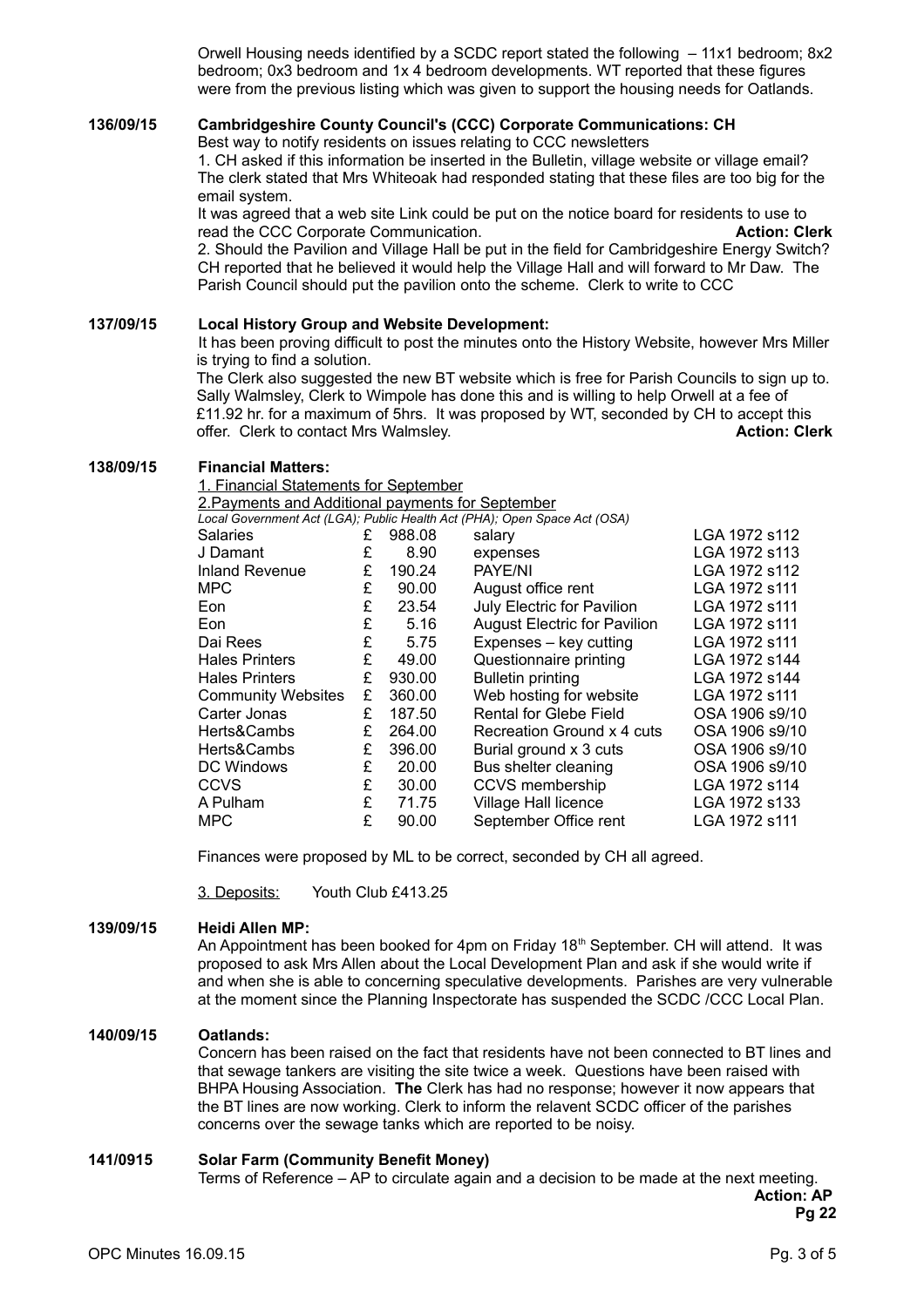Orwell Housing needs identified by a SCDC report stated the following – 11x1 bedroom; 8x2 bedroom; 0x3 bedroom and 1x 4 bedroom developments. WT reported that these figures were from the previous listing which was given to support the housing needs for Oatlands.

**136/09/15 Cambridgeshire County Council's (CCC) Corporate Communications: CH**

Best way to notify residents on issues relating to CCC newsletters

1. CH asked if this information be inserted in the Bulletin, village website or village email? The clerk stated that Mrs Whiteoak had responded stating that these files are too big for the email system.

It was agreed that a web site Link could be put on the notice board for residents to use to read the CCC Corporate Communication. **Action: Clerk**

2. Should the Pavilion and Village Hall be put in the field for Cambridgeshire Energy Switch? CH reported that he believed it would help the Village Hall and will forward to Mr Daw. The Parish Council should put the pavilion onto the scheme. Clerk to write to CCC

**137/09/15 Local History Group and Website Development:**

It has been proving difficult to post the minutes onto the History Website, however Mrs Miller is trying to find a solution.

The Clerk also suggested the new BT website which is free for Parish Councils to sign up to. Sally Walmsley, Clerk to Wimpole has done this and is willing to help Orwell at a fee of £11.92 hr. for a maximum of 5hrs. It was proposed by WT, seconded by CH to accept this offer. Clerk to contact Mrs Walmsley. **Action: Clerk**

**138/09/15 Financial Matters:**

1. Financial Statements for September

2. Payments and Additional payments for September

*Local Government Act (LGA); Public Health Act (PHA); Open Space Act (OSA)*

| | | | | |
|---|---|---|---|---|
| Salaries | £ | 988.08 | salary | LGA 1972 s112 |
| J Damant | £ | 8.90 | expenses | LGA 1972 s113 |
| Inland Revenue | £ | 190.24 | PAYE/NI | LGA 1972 s112 |
| MPC | £ | 90.00 | August office rent | LGA 1972 s111 |
| Eon | £ | 23.54 | July Electric for Pavilion | LGA 1972 s111 |
| Eon | £ | 5.16 | August Electric for Pavilion | LGA 1972 s111 |
| Dai Rees | £ | 5.75 | Expenses – key cutting | LGA 1972 s111 |
| Hales Printers | £ | 49.00 | Questionnaire printing | LGA 1972 s144 |
| Hales Printers | £ | 930.00 | Bulletin printing | LGA 1972 s144 |
| Community Websites | £ | 360.00 | Web hosting for website | LGA 1972 s111 |
| Carter Jonas | £ | 187.50 | Rental for Glebe Field | OSA 1906 s9/10 |
| Herts&Cambs | £ | 264.00 | Recreation Ground x 4 cuts | OSA 1906 s9/10 |
| Herts&Cambs | £ | 396.00 | Burial ground x 3 cuts | OSA 1906 s9/10 |
| DC Windows | £ | 20.00 | Bus shelter cleaning | OSA 1906 s9/10 |
| CCVS | £ | 30.00 | CCVS membership | LGA 1972 s114 |
| A Pulham | £ | 71.75 | Village Hall licence | LGA 1972 s133 |
| MPC | £ | 90.00 | September Office rent | LGA 1972 s111 |

Finances were proposed by ML to be correct, seconded by CH all agreed.

3. Deposits: Youth Club £413.25

**139/09/15 Heidi Allen MP:**

An Appointment has been booked for 4pm on Friday 18th September. CH will attend. It was proposed to ask Mrs Allen about the Local Development Plan and ask if she would write if and when she is able to concerning speculative developments. Parishes are very vulnerable at the moment since the Planning Inspectorate has suspended the SCDC /CCC Local Plan.

**140/09/15 Oatlands:**

Concern has been raised on the fact that residents have not been connected to BT lines and that sewage tankers are visiting the site twice a week. Questions have been raised with BHPA Housing Association. **The** Clerk has had no response; however it now appears that the BT lines are now working. Clerk to inform the relavent SCDC officer of the parishes concerns over the sewage tanks which are reported to be noisy.

**141/0915 Solar Farm (Community Benefit Money)**

Terms of Reference – AP to circulate again and a decision to be made at the next meeting. **Action: AP**

**Pg 22**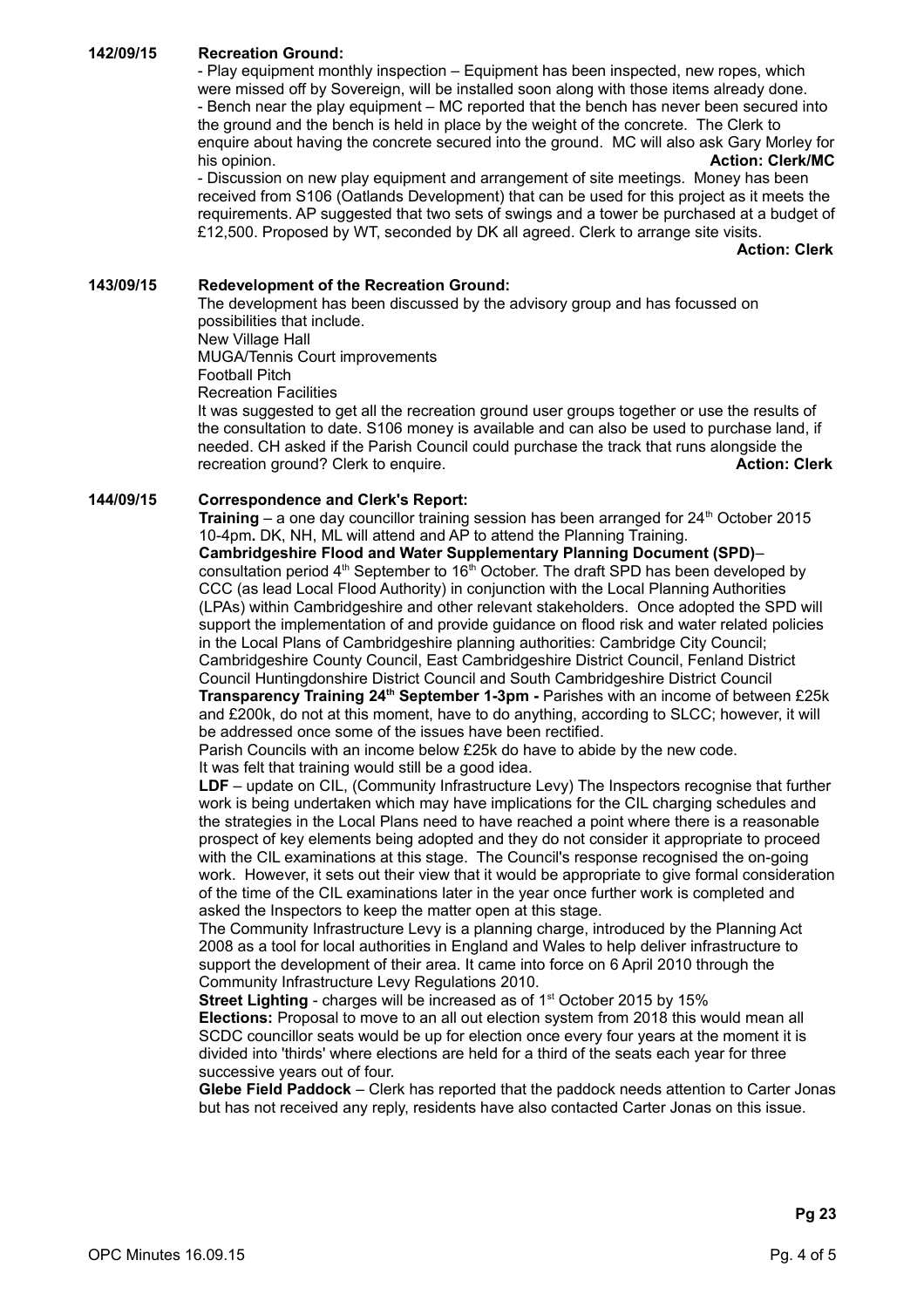**142/09/15 Recreation Ground:**

- Play equipment monthly inspection – Equipment has been inspected, new ropes, which were missed off by Sovereign, will be installed soon along with those items already done.
- Bench near the play equipment – MC reported that the bench has never been secured into the ground and the bench is held in place by the weight of the concrete. The Clerk to enquire about having the concrete secured into the ground. MC will also ask Gary Morley for his opinion. **Action: Clerk/MC**
- Discussion on new play equipment and arrangement of site meetings. Money has been received from S106 (Oatlands Development) that can be used for this project as it meets the requirements. AP suggested that two sets of swings and a tower be purchased at a budget of £12,500. Proposed by WT, seconded by DK all agreed. Clerk to arrange site visits.

**Action: Clerk**

**143/09/15 Redevelopment of the Recreation Ground:**

The development has been discussed by the advisory group and has focussed on possibilities that include.

New Village Hall
MUGA/Tennis Court improvements
Football Pitch
Recreation Facilities

It was suggested to get all the recreation ground user groups together or use the results of the consultation to date. S106 money is available and can also be used to purchase land, if needed. CH asked if the Parish Council could purchase the track that runs alongside the recreation ground? Clerk to enquire. **Action: Clerk**

**144/09/15 Correspondence and Clerk's Report:**

**Training** – a one day councillor training session has been arranged for 24th October 2015 10-4pm**.** DK, NH, ML will attend and AP to attend the Planning Training.

**Cambridgeshire Flood and Water Supplementary Planning Document (SPD)**– consultation period 4th September to 16th October. The draft SPD has been developed by CCC (as lead Local Flood Authority) in conjunction with the Local Planning Authorities (LPAs) within Cambridgeshire and other relevant stakeholders. Once adopted the SPD will support the implementation of and provide guidance on flood risk and water related policies in the Local Plans of Cambridgeshire planning authorities: Cambridge City Council; Cambridgeshire County Council, East Cambridgeshire District Council, Fenland District Council Huntingdonshire District Council and South Cambridgeshire District Council

**Transparency Training 24th September 1-3pm -** Parishes with an income of between £25k and £200k, do not at this moment, have to do anything, according to SLCC; however, it will be addressed once some of the issues have been rectified.

Parish Councils with an income below £25k do have to abide by the new code.

It was felt that training would still be a good idea.

**LDF** – update on CIL, (Community Infrastructure Levy) The Inspectors recognise that further work is being undertaken which may have implications for the CIL charging schedules and the strategies in the Local Plans need to have reached a point where there is a reasonable prospect of key elements being adopted and they do not consider it appropriate to proceed with the CIL examinations at this stage. The Council's response recognised the on-going work. However, it sets out their view that it would be appropriate to give formal consideration of the time of the CIL examinations later in the year once further work is completed and asked the Inspectors to keep the matter open at this stage.

The Community Infrastructure Levy is a planning charge, introduced by the Planning Act 2008 as a tool for local authorities in England and Wales to help deliver infrastructure to support the development of their area. It came into force on 6 April 2010 through the Community Infrastructure Levy Regulations 2010.

**Street Lighting** - charges will be increased as of 1st October 2015 by 15%

**Elections:** Proposal to move to an all out election system from 2018 this would mean all SCDC councillor seats would be up for election once every four years at the moment it is divided into 'thirds' where elections are held for a third of the seats each year for three successive years out of four.

**Glebe Field Paddock** – Clerk has reported that the paddock needs attention to Carter Jonas but has not received any reply, residents have also contacted Carter Jonas on this issue.

**Pg 23**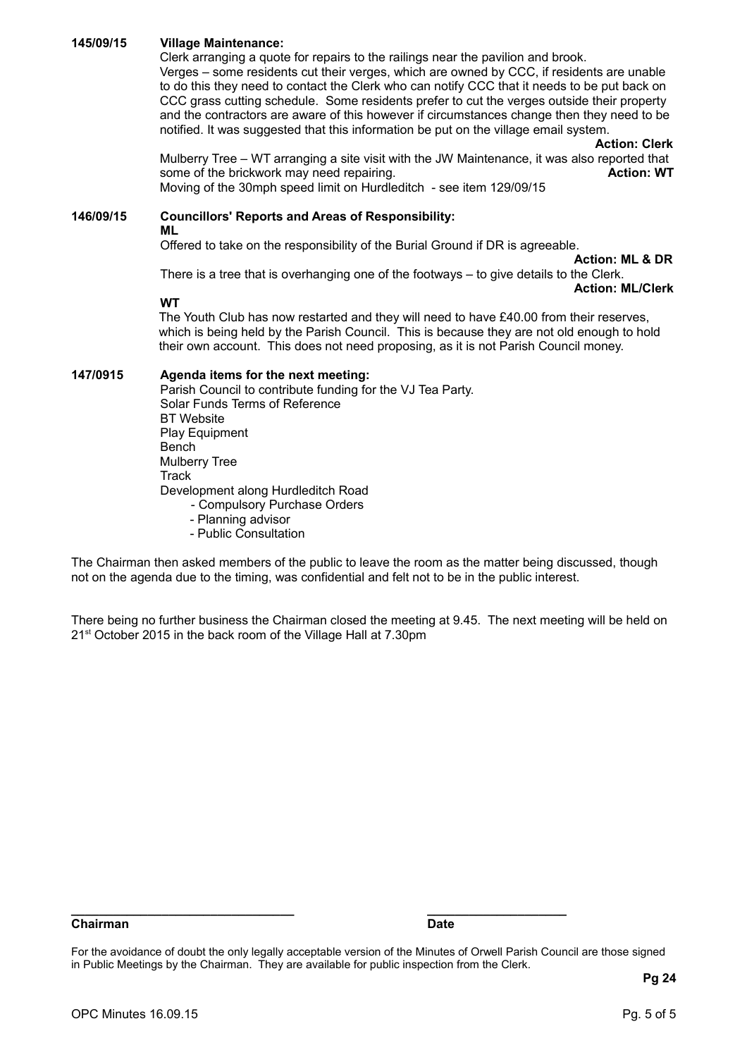**145/09/15 Village Maintenance:**

Clerk arranging a quote for repairs to the railings near the pavilion and brook.

Verges – some residents cut their verges, which are owned by CCC, if residents are unable to do this they need to contact the Clerk who can notify CCC that it needs to be put back on CCC grass cutting schedule. Some residents prefer to cut the verges outside their property and the contractors are aware of this however if circumstances change then they need to be notified. It was suggested that this information be put on the village email system.

**Action: Clerk**

Mulberry Tree – WT arranging a site visit with the JW Maintenance, it was also reported that some of the brickwork may need repairing. **Action: WT**

Moving of the 30mph speed limit on Hurdleditch - see item 129/09/15

**146/09/15 Councillors' Reports and Areas of Responsibility:**

**ML**

Offered to take on the responsibility of the Burial Ground if DR is agreeable.

**Action: ML & DR**

There is a tree that is overhanging one of the footways – to give details to the Clerk.

**Action: ML/Clerk**

**WT**

The Youth Club has now restarted and they will need to have £40.00 from their reserves, which is being held by the Parish Council. This is because they are not old enough to hold their own account. This does not need proposing, as it is not Parish Council money.

**147/0915 Agenda items for the next meeting:**

Parish Council to contribute funding for the VJ Tea Party.
Solar Funds Terms of Reference
BT Website
Play Equipment
Bench
Mulberry Tree
Track
Development along Hurdleditch Road
- Compulsory Purchase Orders
- Planning advisor
- Public Consultation

The Chairman then asked members of the public to leave the room as the matter being discussed, though not on the agenda due to the timing, was confidential and felt not to be in the public interest.

There being no further business the Chairman closed the meeting at 9.45. The next meeting will be held on 21st October 2015 in the back room of the Village Hall at 7.30pm

\_\_\_\_\_\_\_\_\_\_\_\_\_\_\_\_\_\_\_\_\_\_\_\_\_\_\_\_\_\_\_\_ \_\_\_\_\_\_\_\_\_\_\_\_\_\_\_\_\_\_\_\_

**Chairman** **Date**

For the avoidance of doubt the only legally acceptable version of the Minutes of Orwell Parish Council are those signed in Public Meetings by the Chairman. They are available for public inspection from the Clerk.